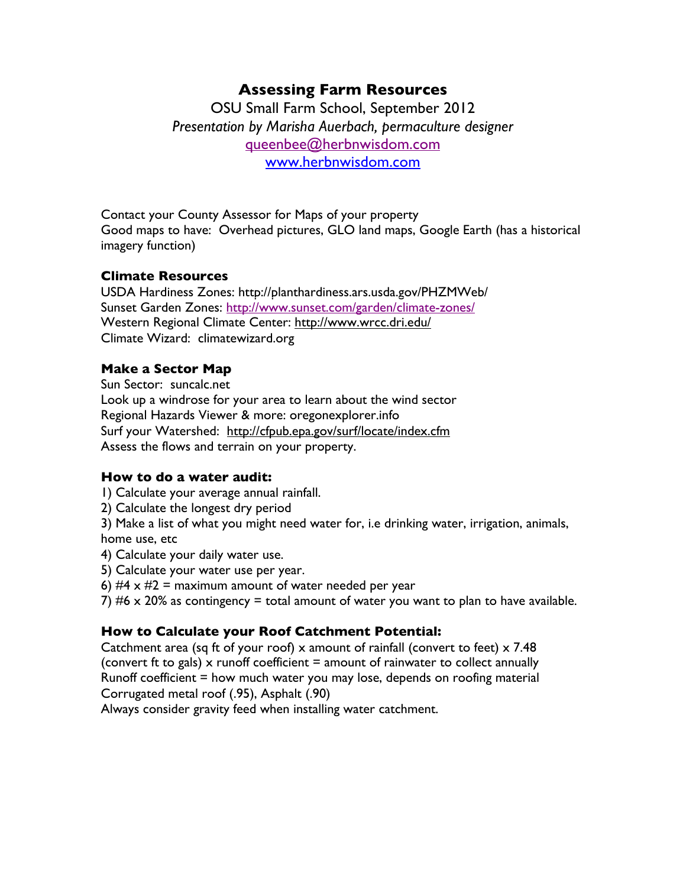# Assessing Farm Resources

OSU Small Farm School, September 2012

*Presentation by Marisha Auerbach, permaculture designer*

queenbee@herbnwisdom.com

www.herbnwisdom.com

Contact your County Assessor for Maps of your property

Good maps to have: Overhead pictures, GLO land maps, Google Earth (has a historical imagery function)

### Climate Resources

USDA Hardiness Zones: http://planthardiness.ars.usda.gov/PHZMWeb/

Sunset Garden Zones: http://www.sunset.com/garden/climate-zones/

Western Regional Climate Center: http://www.wrcc.dri.edu/

Climate Wizard: climatewizard.org

### Make a Sector Map

Sun Sector: suncalc.net

Look up a windrose for your area to learn about the wind sector

Regional Hazards Viewer & more: oregonexplorer.info

Surf your Watershed: http://cfpub.epa.gov/surf/locate/index.cfm

Assess the flows and terrain on your property.

### How to do a water audit:

1) Calculate your average annual rainfall.
2) Calculate the longest dry period
3) Make a list of what you might need water for, i.e drinking water, irrigation, animals, home use, etc
4) Calculate your daily water use.
5) Calculate your water use per year.
6) #4 x #2 = maximum amount of water needed per year
7) #6 x 20% as contingency = total amount of water you want to plan to have available.

### How to Calculate your Roof Catchment Potential:

Catchment area (sq ft of your roof) x amount of rainfall (convert to feet) x 7.48 (convert ft to gals) x runoff coefficient = amount of rainwater to collect annually

Runoff coefficient = how much water you may lose, depends on roofing material

Corrugated metal roof (.95), Asphalt (.90)

Always consider gravity feed when installing water catchment.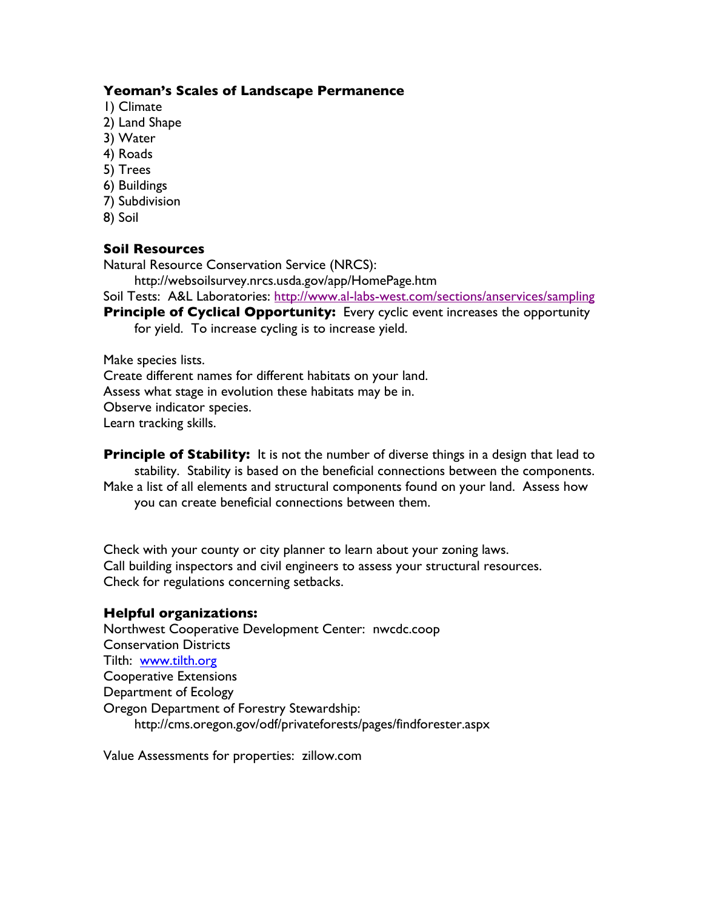**Yeoman's Scales of Landscape Permanence**

1) Climate
2) Land Shape
3) Water
4) Roads
5) Trees
6) Buildings
7) Subdivision
8) Soil

**Soil Resources**

Natural Resource Conservation Service (NRCS):
http://websoilsurvey.nrcs.usda.gov/app/HomePage.htm

Soil Tests: A&L Laboratories: http://www.al-labs-west.com/sections/anservices/sampling

**Principle of Cyclical Opportunity:** Every cyclic event increases the opportunity for yield. To increase cycling is to increase yield.

Make species lists.
Create different names for different habitats on your land.
Assess what stage in evolution these habitats may be in.
Observe indicator species.
Learn tracking skills.

**Principle of Stability:** It is not the number of diverse things in a design that lead to stability. Stability is based on the beneficial connections between the components.

Make a list of all elements and structural components found on your land. Assess how you can create beneficial connections between them.

Check with your county or city planner to learn about your zoning laws.
Call building inspectors and civil engineers to assess your structural resources.
Check for regulations concerning setbacks.

**Helpful organizations:**

Northwest Cooperative Development Center: nwcdc.coop
Conservation Districts
Tilth: www.tilth.org
Cooperative Extensions
Department of Ecology
Oregon Department of Forestry Stewardship:
http://cms.oregon.gov/odf/privateforests/pages/findforester.aspx

Value Assessments for properties: zillow.com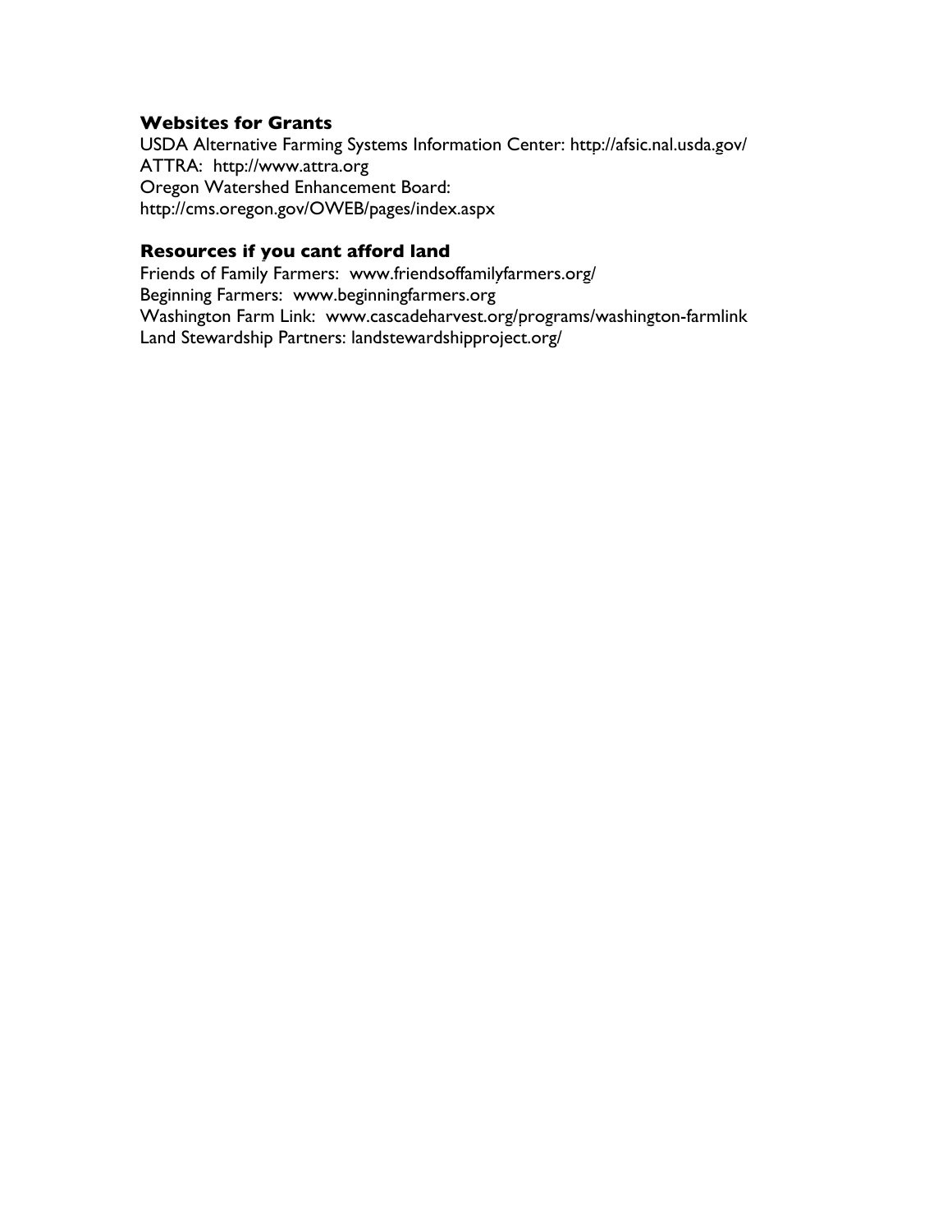**Websites for Grants**

USDA Alternative Farming Systems Information Center: http://afsic.nal.usda.gov/
ATTRA: http://www.attra.org
Oregon Watershed Enhancement Board:
http://cms.oregon.gov/OWEB/pages/index.aspx

**Resources if you cant afford land**

Friends of Family Farmers: www.friendsoffamilyfarmers.org/
Beginning Farmers: www.beginningfarmers.org
Washington Farm Link: www.cascadeharvest.org/programs/washington-farmlink
Land Stewardship Partners: landstewardshipproject.org/